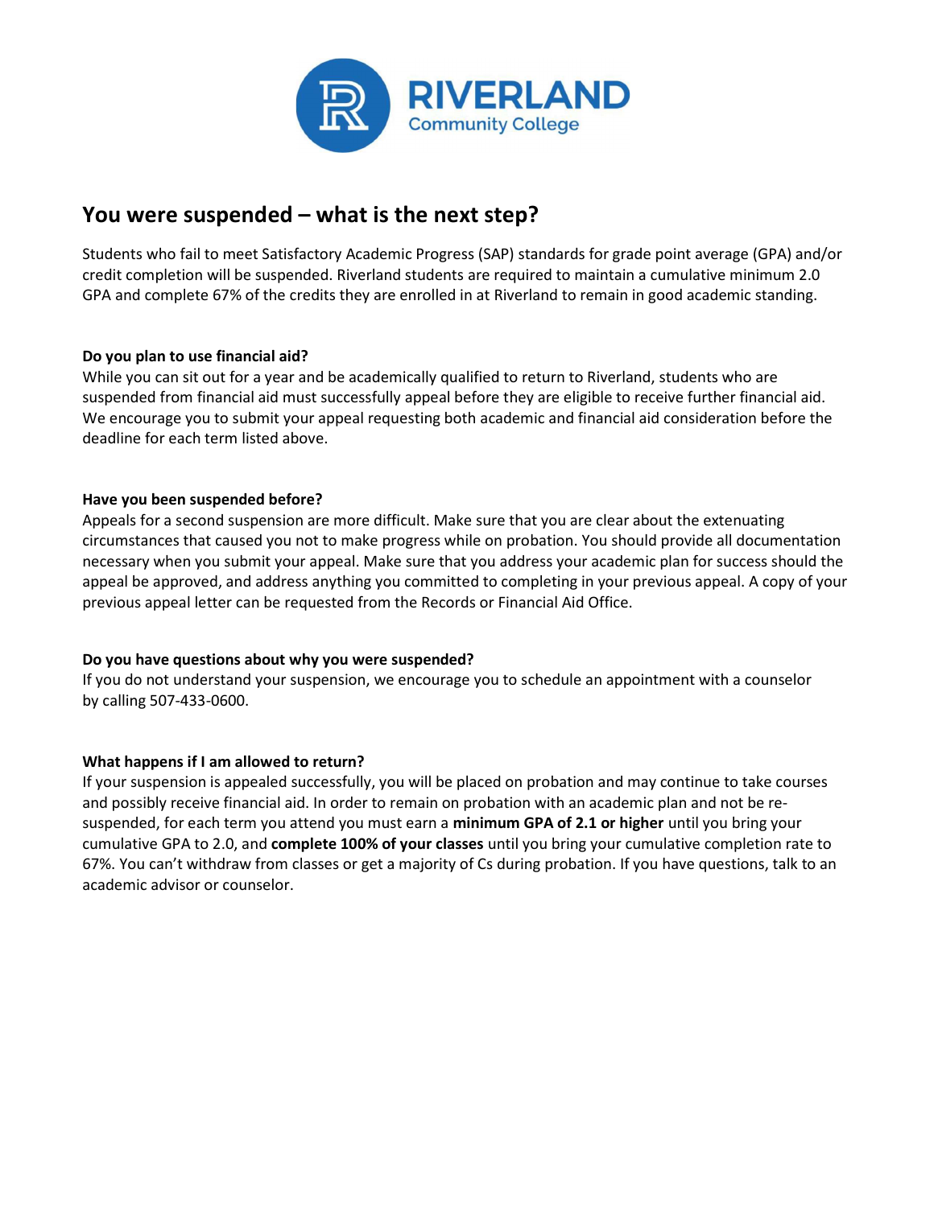# You were suspended – what is the next step?

Students who fail to meet Satisfactory Academic Progress (SAP) standards for grade point average (GPA) and/or credit completion will be suspended. Riverland students are required to maintain a cumulative minimum 2.0 GPA and complete 67% of the credits they are enrolled in at Riverland to remain in good academic standing.

**Do you plan to use financial aid?**
While you can sit out for a year and be academically qualified to return to Riverland, students who are suspended from financial aid must successfully appeal before they are eligible to receive further financial aid. We encourage you to submit your appeal requesting both academic and financial aid consideration before the deadline for each term listed above.

**Have you been suspended before?**
Appeals for a second suspension are more difficult. Make sure that you are clear about the extenuating circumstances that caused you not to make progress while on probation. You should provide all documentation necessary when you submit your appeal. Make sure that you address your academic plan for success should the appeal be approved, and address anything you committed to completing in your previous appeal. A copy of your previous appeal letter can be requested from the Records or Financial Aid Office.

**Do you have questions about why you were suspended?**
If you do not understand your suspension, we encourage you to schedule an appointment with a counselor by calling 507-433-0600.

**What happens if I am allowed to return?**
If your suspension is appealed successfully, you will be placed on probation and may continue to take courses and possibly receive financial aid. In order to remain on probation with an academic plan and not be re-suspended, for each term you attend you must earn a **minimum GPA of 2.1 or higher** until you bring your cumulative GPA to 2.0, and **complete 100% of your classes** until you bring your cumulative completion rate to 67%. You can't withdraw from classes or get a majority of Cs during probation. If you have questions, talk to an academic advisor or counselor.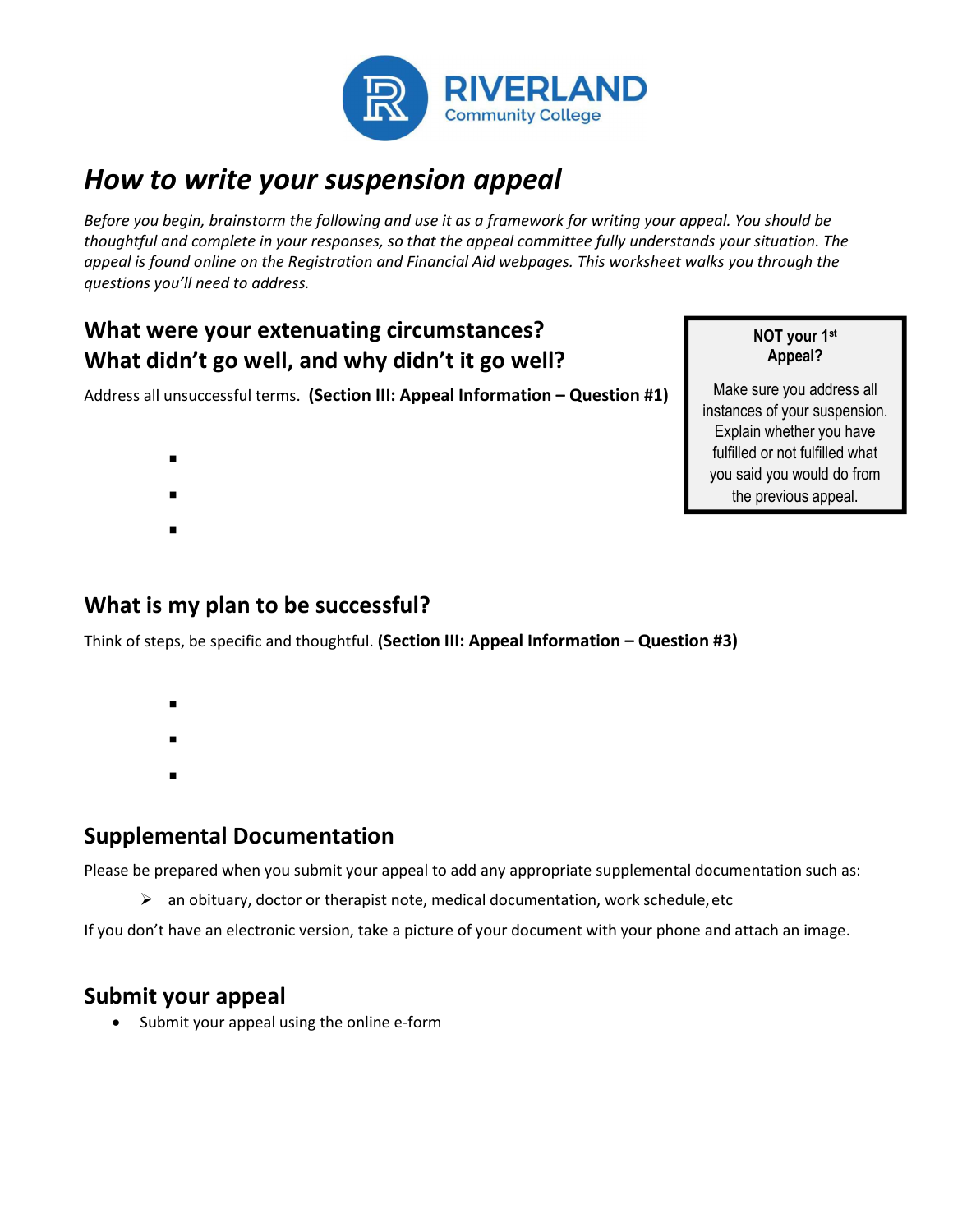RIVERLAND
Community College

# *How to write your suspension appeal*

*Before you begin, brainstorm the following and use it as a framework for writing your appeal. You should be thoughtful and complete in your responses, so that the appeal committee fully understands your situation. The appeal is found online on the Registration and Financial Aid webpages. This worksheet walks you through the questions you'll need to address.*

## What were your extenuating circumstances? What didn't go well, and why didn't it go well?

Address all unsuccessful terms. **(Section III: Appeal Information – Question #1)**

- 
- 
- 

**NOT your 1st Appeal?**

Make sure you address all instances of your suspension. Explain whether you have fulfilled or not fulfilled what you said you would do from the previous appeal.

## What is my plan to be successful?

Think of steps, be specific and thoughtful. **(Section III: Appeal Information – Question #3)**

- 
- 
- 

## Supplemental Documentation

Please be prepared when you submit your appeal to add any appropriate supplemental documentation such as:

- an obituary, doctor or therapist note, medical documentation, work schedule, etc

If you don't have an electronic version, take a picture of your document with your phone and attach an image.

## Submit your appeal

- Submit your appeal using the online e-form